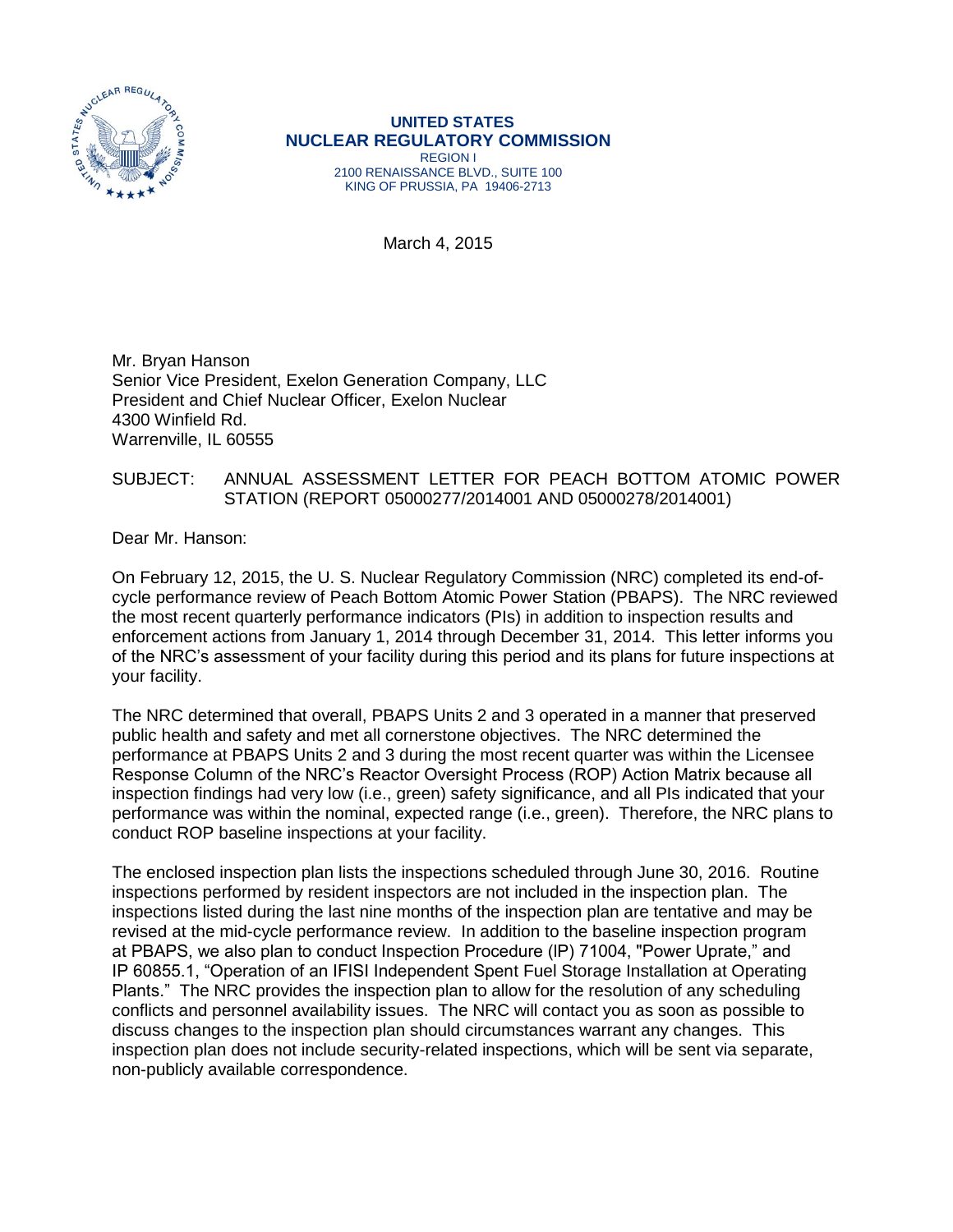**UNITED STATES**
**NUCLEAR REGULATORY COMMISSION**
REGION I
2100 RENAISSANCE BLVD., SUITE 100
KING OF PRUSSIA, PA 19406-2713

March 4, 2015

Mr. Bryan Hanson
Senior Vice President, Exelon Generation Company, LLC
President and Chief Nuclear Officer, Exelon Nuclear
4300 Winfield Rd.
Warrenville, IL 60555

SUBJECT: ANNUAL ASSESSMENT LETTER FOR PEACH BOTTOM ATOMIC POWER STATION (REPORT 05000277/2014001 AND 05000278/2014001)

Dear Mr. Hanson:

On February 12, 2015, the U. S. Nuclear Regulatory Commission (NRC) completed its end-of-cycle performance review of Peach Bottom Atomic Power Station (PBAPS). The NRC reviewed the most recent quarterly performance indicators (PIs) in addition to inspection results and enforcement actions from January 1, 2014 through December 31, 2014. This letter informs you of the NRC's assessment of your facility during this period and its plans for future inspections at your facility.

The NRC determined that overall, PBAPS Units 2 and 3 operated in a manner that preserved public health and safety and met all cornerstone objectives. The NRC determined the performance at PBAPS Units 2 and 3 during the most recent quarter was within the Licensee Response Column of the NRC's Reactor Oversight Process (ROP) Action Matrix because all inspection findings had very low (i.e., green) safety significance, and all PIs indicated that your performance was within the nominal, expected range (i.e., green). Therefore, the NRC plans to conduct ROP baseline inspections at your facility.

The enclosed inspection plan lists the inspections scheduled through June 30, 2016. Routine inspections performed by resident inspectors are not included in the inspection plan. The inspections listed during the last nine months of the inspection plan are tentative and may be revised at the mid-cycle performance review. In addition to the baseline inspection program at PBAPS, we also plan to conduct Inspection Procedure (IP) 71004, "Power Uprate," and IP 60855.1, "Operation of an IFISI Independent Spent Fuel Storage Installation at Operating Plants." The NRC provides the inspection plan to allow for the resolution of any scheduling conflicts and personnel availability issues. The NRC will contact you as soon as possible to discuss changes to the inspection plan should circumstances warrant any changes. This inspection plan does not include security-related inspections, which will be sent via separate, non-publicly available correspondence.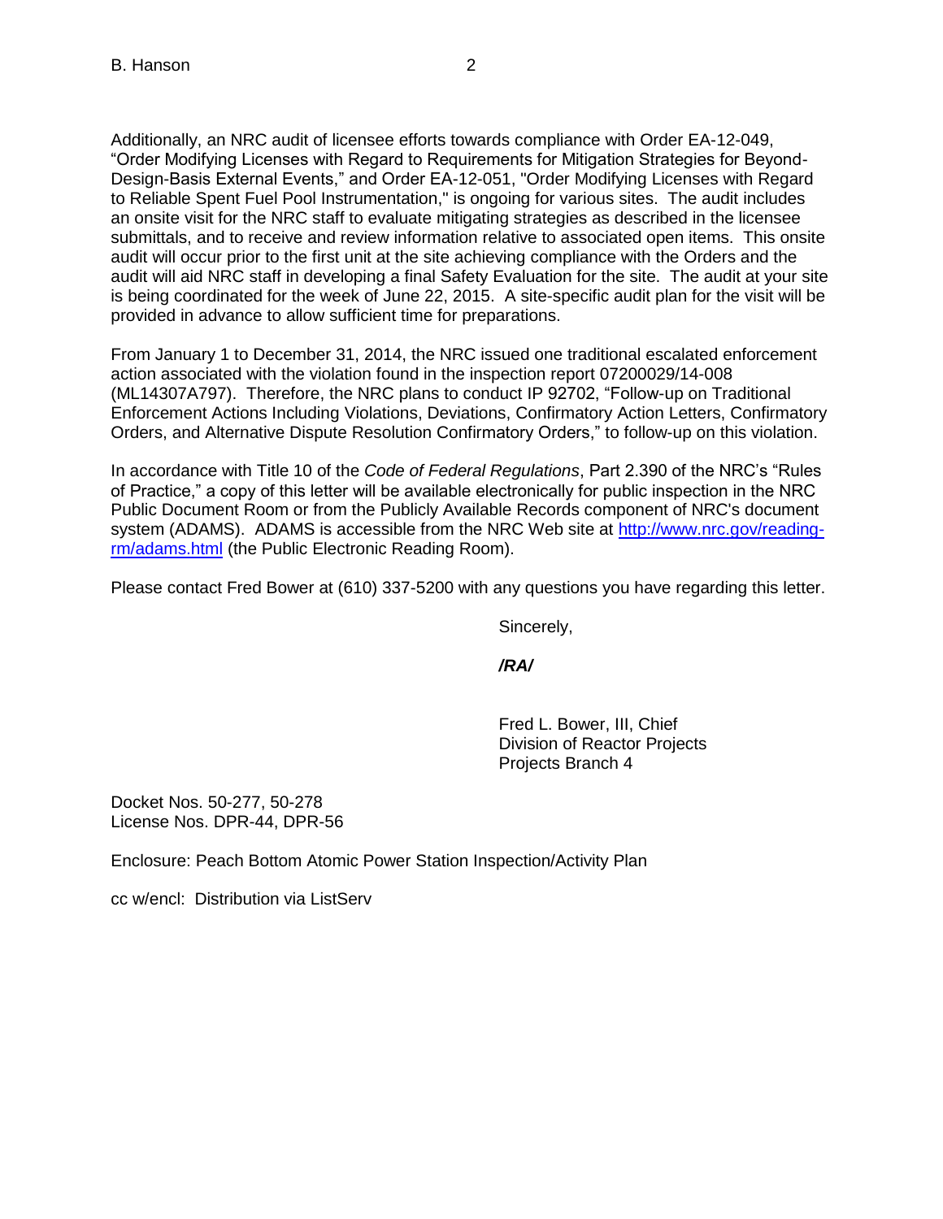Additionally, an NRC audit of licensee efforts towards compliance with Order EA-12-049, "Order Modifying Licenses with Regard to Requirements for Mitigation Strategies for Beyond-Design-Basis External Events," and Order EA-12-051, "Order Modifying Licenses with Regard to Reliable Spent Fuel Pool Instrumentation," is ongoing for various sites. The audit includes an onsite visit for the NRC staff to evaluate mitigating strategies as described in the licensee submittals, and to receive and review information relative to associated open items. This onsite audit will occur prior to the first unit at the site achieving compliance with the Orders and the audit will aid NRC staff in developing a final Safety Evaluation for the site. The audit at your site is being coordinated for the week of June 22, 2015. A site-specific audit plan for the visit will be provided in advance to allow sufficient time for preparations.

From January 1 to December 31, 2014, the NRC issued one traditional escalated enforcement action associated with the violation found in the inspection report 07200029/14-008 (ML14307A797). Therefore, the NRC plans to conduct IP 92702, "Follow-up on Traditional Enforcement Actions Including Violations, Deviations, Confirmatory Action Letters, Confirmatory Orders, and Alternative Dispute Resolution Confirmatory Orders," to follow-up on this violation.

In accordance with Title 10 of the *Code of Federal Regulations*, Part 2.390 of the NRC's "Rules of Practice," a copy of this letter will be available electronically for public inspection in the NRC Public Document Room or from the Publicly Available Records component of NRC's document system (ADAMS). ADAMS is accessible from the NRC Web site at [http://www.nrc.gov/reading-rm/adams.html](http://www.nrc.gov/reading-rm/adams.html) (the Public Electronic Reading Room).

Please contact Fred Bower at (610) 337-5200 with any questions you have regarding this letter.

Sincerely,

***/RA/***

Fred L. Bower, III, Chief
Division of Reactor Projects
Projects Branch 4

Docket Nos. 50-277, 50-278
License Nos. DPR-44, DPR-56

Enclosure: Peach Bottom Atomic Power Station Inspection/Activity Plan

cc w/encl: Distribution via ListServ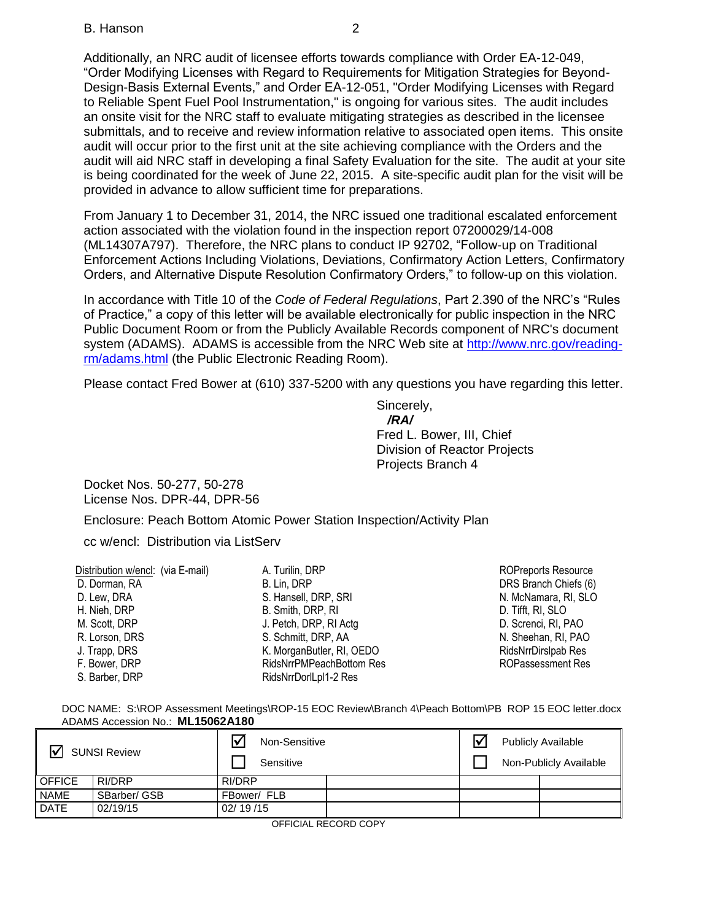Additionally, an NRC audit of licensee efforts towards compliance with Order EA-12-049, "Order Modifying Licenses with Regard to Requirements for Mitigation Strategies for Beyond-Design-Basis External Events," and Order EA-12-051, "Order Modifying Licenses with Regard to Reliable Spent Fuel Pool Instrumentation," is ongoing for various sites. The audit includes an onsite visit for the NRC staff to evaluate mitigating strategies as described in the licensee submittals, and to receive and review information relative to associated open items. This onsite audit will occur prior to the first unit at the site achieving compliance with the Orders and the audit will aid NRC staff in developing a final Safety Evaluation for the site. The audit at your site is being coordinated for the week of June 22, 2015. A site-specific audit plan for the visit will be provided in advance to allow sufficient time for preparations.

From January 1 to December 31, 2014, the NRC issued one traditional escalated enforcement action associated with the violation found in the inspection report 07200029/14-008 (ML14307A797). Therefore, the NRC plans to conduct IP 92702, "Follow-up on Traditional Enforcement Actions Including Violations, Deviations, Confirmatory Action Letters, Confirmatory Orders, and Alternative Dispute Resolution Confirmatory Orders," to follow-up on this violation.

In accordance with Title 10 of the *Code of Federal Regulations*, Part 2.390 of the NRC's "Rules of Practice," a copy of this letter will be available electronically for public inspection in the NRC Public Document Room or from the Publicly Available Records component of NRC's document system (ADAMS). ADAMS is accessible from the NRC Web site at http://www.nrc.gov/reading-rm/adams.html (the Public Electronic Reading Room).

Please contact Fred Bower at (610) 337-5200 with any questions you have regarding this letter.

Sincerely,
***/RA/***
Fred L. Bower, III, Chief
Division of Reactor Projects
Projects Branch 4

Docket Nos. 50-277, 50-278
License Nos. DPR-44, DPR-56

Enclosure: Peach Bottom Atomic Power Station Inspection/Activity Plan

cc w/encl: Distribution via ListServ

Distribution w/encl: (via E-mail)
D. Dorman, RA
D. Lew, DRA
H. Nieh, DRP
M. Scott, DRP
R. Lorson, DRS
J. Trapp, DRS
F. Bower, DRP
S. Barber, DRP
A. Turilin, DRP
B. Lin, DRP
S. Hansell, DRP, SRI
B. Smith, DRP, RI
J. Petch, DRP, RI Actg
S. Schmitt, DRP, AA
K. MorganButler, RI, OEDO
RidsNrrPMPeachBottom Res
RidsNrrDorlLpl1-2 Res
ROPreports Resource
DRS Branch Chiefs (6)
N. McNamara, RI, SLO
D. Tifft, RI, SLO
D. Screnci, RI, PAO
N. Sheehan, RI, PAO
RidsNrrDirslpab Res
ROPassessment Res

DOC NAME: S:\ROP Assessment Meetings\ROP-15 EOC Review\Branch 4\Peach Bottom\PB ROP 15 EOC letter.docx
ADAMS Accession No.: **ML15062A180**

| ☑ SUNSI Review | | ☑ Non-Sensitive<br>☐ Sensitive | | ☑ Publicly Available<br>☐ Non-Publicly Available | |
|---|---|---|---|---|---|
| OFFICE | RI/DRP | RI/DRP | | | |
| NAME | SBarber/ GSB | FBower/ FLB | | | |
| DATE | 02/19/15 | 02/ 19 /15 | | | |

OFFICIAL RECORD COPY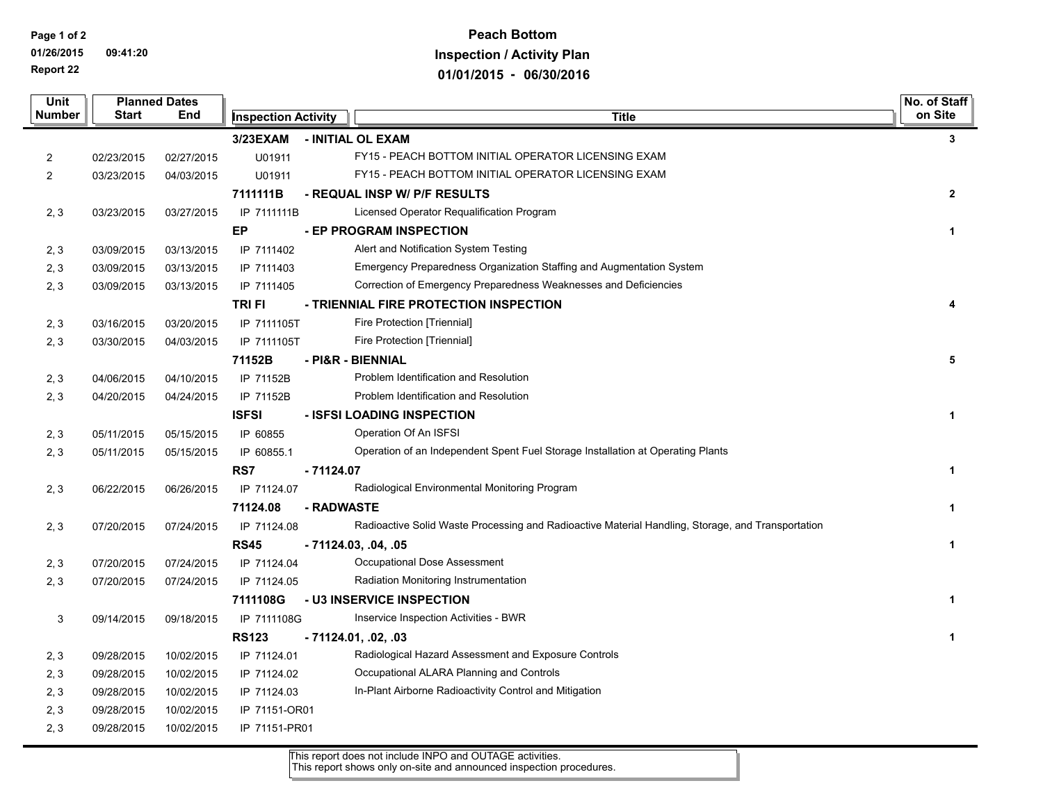# Peach Bottom

## Inspection / Activity Plan

## 01/01/2015 - 06/30/2016

Report 22

| Unit Number | Planned Dates Start | End | Inspection Activity | Title | No. of Staff on Site |
|---|---|---|---|---|---|
| | | | **3/23EXAM** | **- INITIAL OL EXAM** | **3** |
| 2 | 02/23/2015 | 02/27/2015 | U01911 | FY15 - PEACH BOTTOM INITIAL OPERATOR LICENSING EXAM | |
| 2 | 03/23/2015 | 04/03/2015 | U01911 | FY15 - PEACH BOTTOM INITIAL OPERATOR LICENSING EXAM | |
| | | | **7111111B** | **- REQUAL INSP W/ P/F RESULTS** | **2** |
| 2, 3 | 03/23/2015 | 03/27/2015 | IP 7111111B | Licensed Operator Requalification Program | |
| | | | **EP** | **- EP PROGRAM INSPECTION** | **1** |
| 2, 3 | 03/09/2015 | 03/13/2015 | IP 7111402 | Alert and Notification System Testing | |
| 2, 3 | 03/09/2015 | 03/13/2015 | IP 7111403 | Emergency Preparedness Organization Staffing and Augmentation System | |
| 2, 3 | 03/09/2015 | 03/13/2015 | IP 7111405 | Correction of Emergency Preparedness Weaknesses and Deficiencies | |
| | | | **TRI FI** | **- TRIENNIAL FIRE PROTECTION INSPECTION** | **4** |
| 2, 3 | 03/16/2015 | 03/20/2015 | IP 7111105T | Fire Protection [Triennial] | |
| 2, 3 | 03/30/2015 | 04/03/2015 | IP 7111105T | Fire Protection [Triennial] | |
| | | | **71152B** | **- PI&R - BIENNIAL** | **5** |
| 2, 3 | 04/06/2015 | 04/10/2015 | IP 71152B | Problem Identification and Resolution | |
| 2, 3 | 04/20/2015 | 04/24/2015 | IP 71152B | Problem Identification and Resolution | |
| | | | **ISFSI** | **- ISFSI LOADING INSPECTION** | **1** |
| 2, 3 | 05/11/2015 | 05/15/2015 | IP 60855 | Operation Of An ISFSI | |
| 2, 3 | 05/11/2015 | 05/15/2015 | IP 60855.1 | Operation of an Independent Spent Fuel Storage Installation at Operating Plants | |
| | | | **RS7** | **- 71124.07** | **1** |
| 2, 3 | 06/22/2015 | 06/26/2015 | IP 71124.07 | Radiological Environmental Monitoring Program | |
| | | | **71124.08** | **- RADWASTE** | **1** |
| 2, 3 | 07/20/2015 | 07/24/2015 | IP 71124.08 | Radioactive Solid Waste Processing and Radioactive Material Handling, Storage, and Transportation | |
| | | | **RS45** | **- 71124.03, .04, .05** | **1** |
| 2, 3 | 07/20/2015 | 07/24/2015 | IP 71124.04 | Occupational Dose Assessment | |
| 2, 3 | 07/20/2015 | 07/24/2015 | IP 71124.05 | Radiation Monitoring Instrumentation | |
| | | | **7111108G** | **- U3 INSERVICE INSPECTION** | **1** |
| 3 | 09/14/2015 | 09/18/2015 | IP 7111108G | Inservice Inspection Activities - BWR | |
| | | | **RS123** | **- 71124.01, .02, .03** | **1** |
| 2, 3 | 09/28/2015 | 10/02/2015 | IP 71124.01 | Radiological Hazard Assessment and Exposure Controls | |
| 2, 3 | 09/28/2015 | 10/02/2015 | IP 71124.02 | Occupational ALARA Planning and Controls | |
| 2, 3 | 09/28/2015 | 10/02/2015 | IP 71124.03 | In-Plant Airborne Radioactivity Control and Mitigation | |
| 2, 3 | 09/28/2015 | 10/02/2015 | IP 71151-OR01 | | |
| 2, 3 | 09/28/2015 | 10/02/2015 | IP 71151-PR01 | | |

This report does not include INPO and OUTAGE activities.
This report shows only on-site and announced inspection procedures.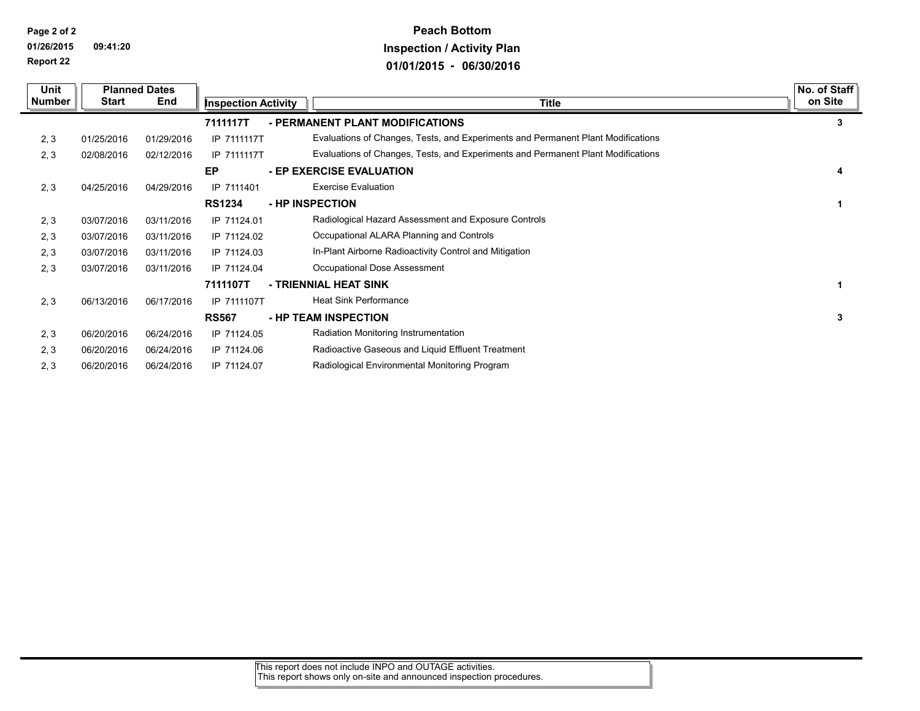# Peach Bottom

## Inspection / Activity Plan

## 01/01/2015 - 06/30/2016

| Unit Number | Planned Dates Start | Planned Dates End | Inspection Activity | Title | No. of Staff on Site |
|---|---|---|---|---|---|
| | | | **7111117T** | **- PERMANENT PLANT MODIFICATIONS** | **3** |
| 2, 3 | 01/25/2016 | 01/29/2016 | IP 7111117T | Evaluations of Changes, Tests, and Experiments and Permanent Plant Modifications | |
| 2, 3 | 02/08/2016 | 02/12/2016 | IP 7111117T | Evaluations of Changes, Tests, and Experiments and Permanent Plant Modifications | |
| | | | **EP** | **- EP EXERCISE EVALUATION** | **4** |
| 2, 3 | 04/25/2016 | 04/29/2016 | IP 7111401 | Exercise Evaluation | |
| | | | **RS1234** | **- HP INSPECTION** | **1** |
| 2, 3 | 03/07/2016 | 03/11/2016 | IP 71124.01 | Radiological Hazard Assessment and Exposure Controls | |
| 2, 3 | 03/07/2016 | 03/11/2016 | IP 71124.02 | Occupational ALARA Planning and Controls | |
| 2, 3 | 03/07/2016 | 03/11/2016 | IP 71124.03 | In-Plant Airborne Radioactivity Control and Mitigation | |
| 2, 3 | 03/07/2016 | 03/11/2016 | IP 71124.04 | Occupational Dose Assessment | |
| | | | **7111107T** | **- TRIENNIAL HEAT SINK** | **1** |
| 2, 3 | 06/13/2016 | 06/17/2016 | IP 7111107T | Heat Sink Performance | |
| | | | **RS567** | **- HP TEAM INSPECTION** | **3** |
| 2, 3 | 06/20/2016 | 06/24/2016 | IP 71124.05 | Radiation Monitoring Instrumentation | |
| 2, 3 | 06/20/2016 | 06/24/2016 | IP 71124.06 | Radioactive Gaseous and Liquid Effluent Treatment | |
| 2, 3 | 06/20/2016 | 06/24/2016 | IP 71124.07 | Radiological Environmental Monitoring Program | |

This report does not include INPO and OUTAGE activities.
This report shows only on-site and announced inspection procedures.